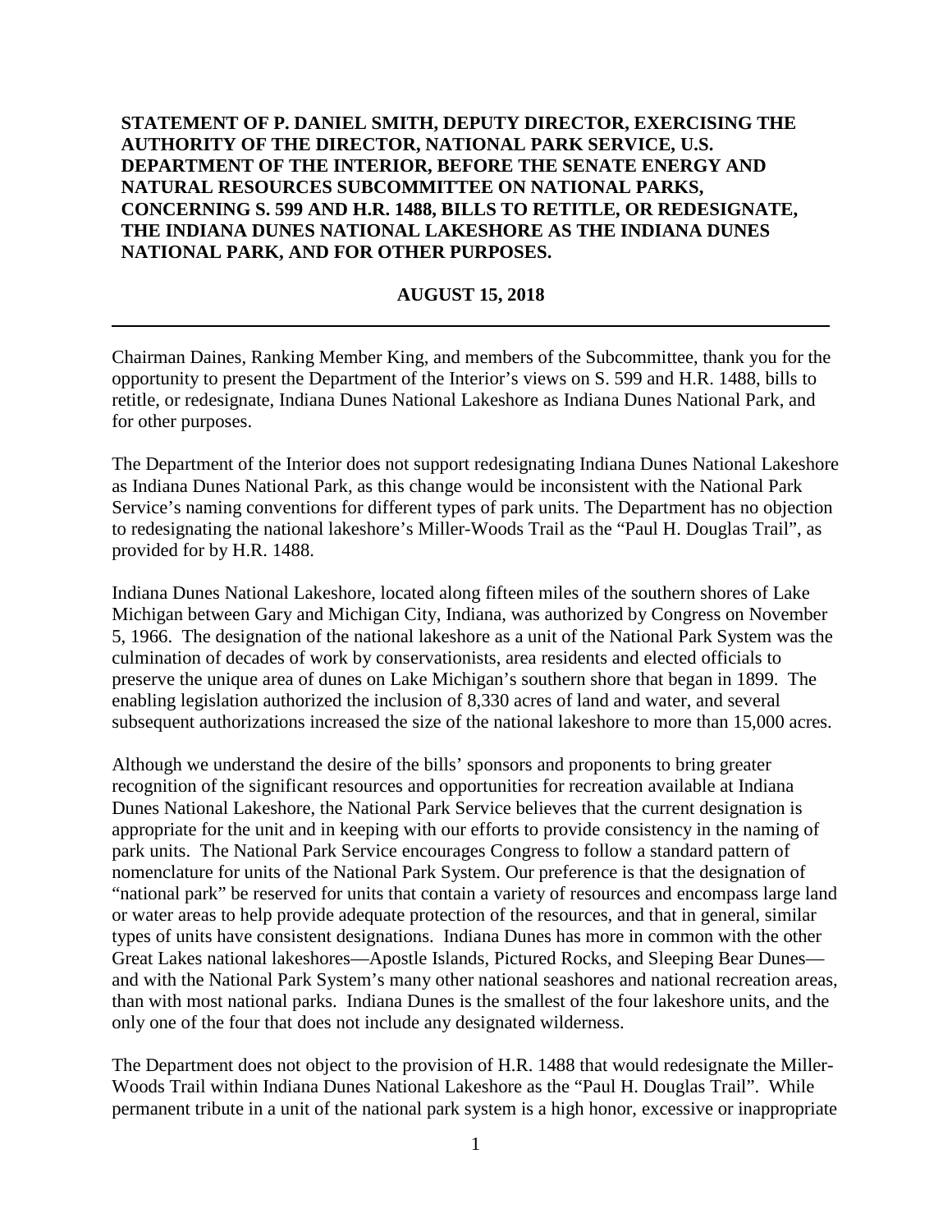**STATEMENT OF P. DANIEL SMITH, DEPUTY DIRECTOR, EXERCISING THE AUTHORITY OF THE DIRECTOR, NATIONAL PARK SERVICE, U.S. DEPARTMENT OF THE INTERIOR, BEFORE THE SENATE ENERGY AND NATURAL RESOURCES SUBCOMMITTEE ON NATIONAL PARKS, CONCERNING S. 599 AND H.R. 1488, BILLS TO RETITLE, OR REDESIGNATE, THE INDIANA DUNES NATIONAL LAKESHORE AS THE INDIANA DUNES NATIONAL PARK, AND FOR OTHER PURPOSES.**

**AUGUST 15, 2018**

---

Chairman Daines, Ranking Member King, and members of the Subcommittee, thank you for the opportunity to present the Department of the Interior's views on S. 599 and H.R. 1488, bills to retitle, or redesignate, Indiana Dunes National Lakeshore as Indiana Dunes National Park, and for other purposes.

The Department of the Interior does not support redesignating Indiana Dunes National Lakeshore as Indiana Dunes National Park, as this change would be inconsistent with the National Park Service's naming conventions for different types of park units. The Department has no objection to redesignating the national lakeshore's Miller-Woods Trail as the "Paul H. Douglas Trail", as provided for by H.R. 1488.

Indiana Dunes National Lakeshore, located along fifteen miles of the southern shores of Lake Michigan between Gary and Michigan City, Indiana, was authorized by Congress on November 5, 1966. The designation of the national lakeshore as a unit of the National Park System was the culmination of decades of work by conservationists, area residents and elected officials to preserve the unique area of dunes on Lake Michigan's southern shore that began in 1899. The enabling legislation authorized the inclusion of 8,330 acres of land and water, and several subsequent authorizations increased the size of the national lakeshore to more than 15,000 acres.

Although we understand the desire of the bills' sponsors and proponents to bring greater recognition of the significant resources and opportunities for recreation available at Indiana Dunes National Lakeshore, the National Park Service believes that the current designation is appropriate for the unit and in keeping with our efforts to provide consistency in the naming of park units. The National Park Service encourages Congress to follow a standard pattern of nomenclature for units of the National Park System. Our preference is that the designation of "national park" be reserved for units that contain a variety of resources and encompass large land or water areas to help provide adequate protection of the resources, and that in general, similar types of units have consistent designations. Indiana Dunes has more in common with the other Great Lakes national lakeshores—Apostle Islands, Pictured Rocks, and Sleeping Bear Dunes—and with the National Park System's many other national seashores and national recreation areas, than with most national parks. Indiana Dunes is the smallest of the four lakeshore units, and the only one of the four that does not include any designated wilderness.

The Department does not object to the provision of H.R. 1488 that would redesignate the Miller-Woods Trail within Indiana Dunes National Lakeshore as the "Paul H. Douglas Trail". While permanent tribute in a unit of the national park system is a high honor, excessive or inappropriate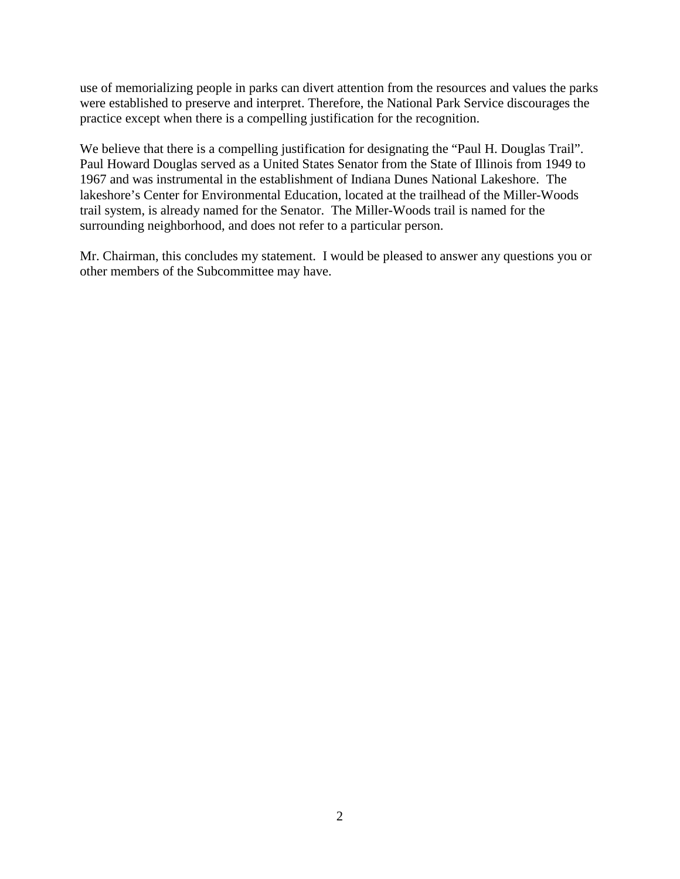use of memorializing people in parks can divert attention from the resources and values the parks were established to preserve and interpret. Therefore, the National Park Service discourages the practice except when there is a compelling justification for the recognition.

We believe that there is a compelling justification for designating the "Paul H. Douglas Trail". Paul Howard Douglas served as a United States Senator from the State of Illinois from 1949 to 1967 and was instrumental in the establishment of Indiana Dunes National Lakeshore. The lakeshore's Center for Environmental Education, located at the trailhead of the Miller-Woods trail system, is already named for the Senator. The Miller-Woods trail is named for the surrounding neighborhood, and does not refer to a particular person.

Mr. Chairman, this concludes my statement. I would be pleased to answer any questions you or other members of the Subcommittee may have.